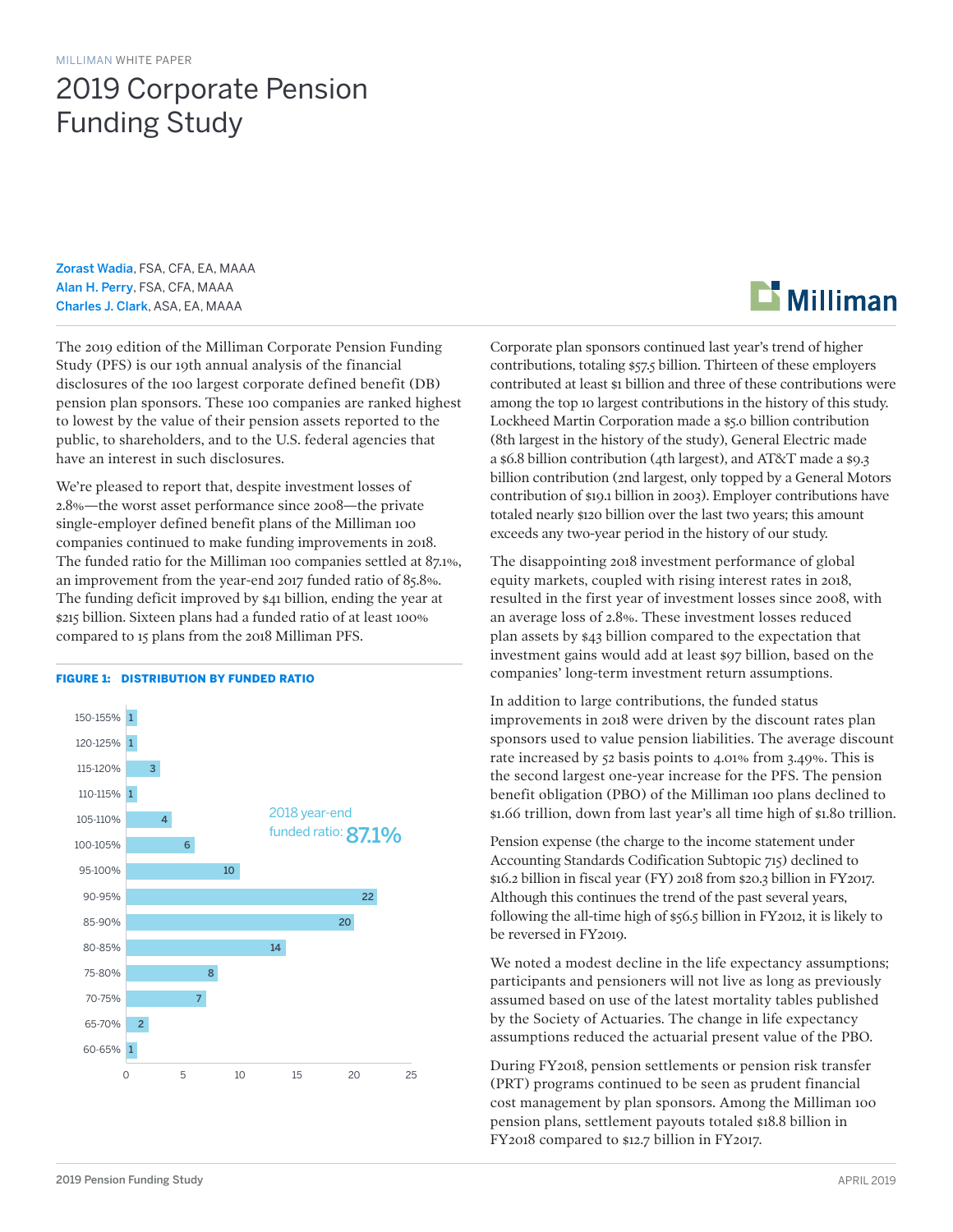MILLIMAN WHITE PAPER

# 2019 Corporate Pension Funding Study

**Zorast Wadia**, FSA, CFA, EA, MAAA
**Alan H. Perry**, FSA, CFA, MAAA
**Charles J. Clark**, ASA, EA, MAAA

The 2019 edition of the Milliman Corporate Pension Funding Study (PFS) is our 19th annual analysis of the financial disclosures of the 100 largest corporate defined benefit (DB) pension plan sponsors. These 100 companies are ranked highest to lowest by the value of their pension assets reported to the public, to shareholders, and to the U.S. federal agencies that have an interest in such disclosures.

We're pleased to report that, despite investment losses of 2.8%—the worst asset performance since 2008—the private single-employer defined benefit plans of the Milliman 100 companies continued to make funding improvements in 2018. The funded ratio for the Milliman 100 companies settled at 87.1%, an improvement from the year-end 2017 funded ratio of 85.8%. The funding deficit improved by $41 billion, ending the year at $215 billion. Sixteen plans had a funded ratio of at least 100% compared to 15 plans from the 2018 Milliman PFS.

**FIGURE 1: DISTRIBUTION BY FUNDED RATIO**

| Funded ratio | Number of plans |
|---|---|
| 150-155% | 1 |
| 120-125% | 1 |
| 115-120% | 3 |
| 110-115% | 1 |
| 105-110% | 4 |
| 100-105% | 6 |
| 95-100% | 10 |
| 90-95% | 22 |
| 85-90% | 20 |
| 80-85% | 14 |
| 75-80% | 8 |
| 70-75% | 7 |
| 65-70% | 2 |
| 60-65% | 1 |

2018 year-end funded ratio: 87.1%

Corporate plan sponsors continued last year's trend of higher contributions, totaling $57.5 billion. Thirteen of these employers contributed at least $1 billion and three of these contributions were among the top 10 largest contributions in the history of this study. Lockheed Martin Corporation made a $5.0 billion contribution (8th largest in the history of the study), General Electric made a $6.8 billion contribution (4th largest), and AT&T made a $9.3 billion contribution (2nd largest, only topped by a General Motors contribution of $19.1 billion in 2003). Employer contributions have totaled nearly $120 billion over the last two years; this amount exceeds any two-year period in the history of our study.

The disappointing 2018 investment performance of global equity markets, coupled with rising interest rates in 2018, resulted in the first year of investment losses since 2008, with an average loss of 2.8%. These investment losses reduced plan assets by $43 billion compared to the expectation that investment gains would add at least $97 billion, based on the companies' long-term investment return assumptions.

In addition to large contributions, the funded status improvements in 2018 were driven by the discount rates plan sponsors used to value pension liabilities. The average discount rate increased by 52 basis points to 4.01% from 3.49%. This is the second largest one-year increase for the PFS. The pension benefit obligation (PBO) of the Milliman 100 plans declined to $1.66 trillion, down from last year's all time high of $1.80 trillion.

Pension expense (the charge to the income statement under Accounting Standards Codification Subtopic 715) declined to $16.2 billion in fiscal year (FY) 2018 from $20.3 billion in FY2017. Although this continues the trend of the past several years, following the all-time high of $56.5 billion in FY2012, it is likely to be reversed in FY2019.

We noted a modest decline in the life expectancy assumptions; participants and pensioners will not live as long as previously assumed based on use of the latest mortality tables published by the Society of Actuaries. The change in life expectancy assumptions reduced the actuarial present value of the PBO.

During FY2018, pension settlements or pension risk transfer (PRT) programs continued to be seen as prudent financial cost management by plan sponsors. Among the Milliman 100 pension plans, settlement payouts totaled $18.8 billion in FY2018 compared to $12.7 billion in FY2017.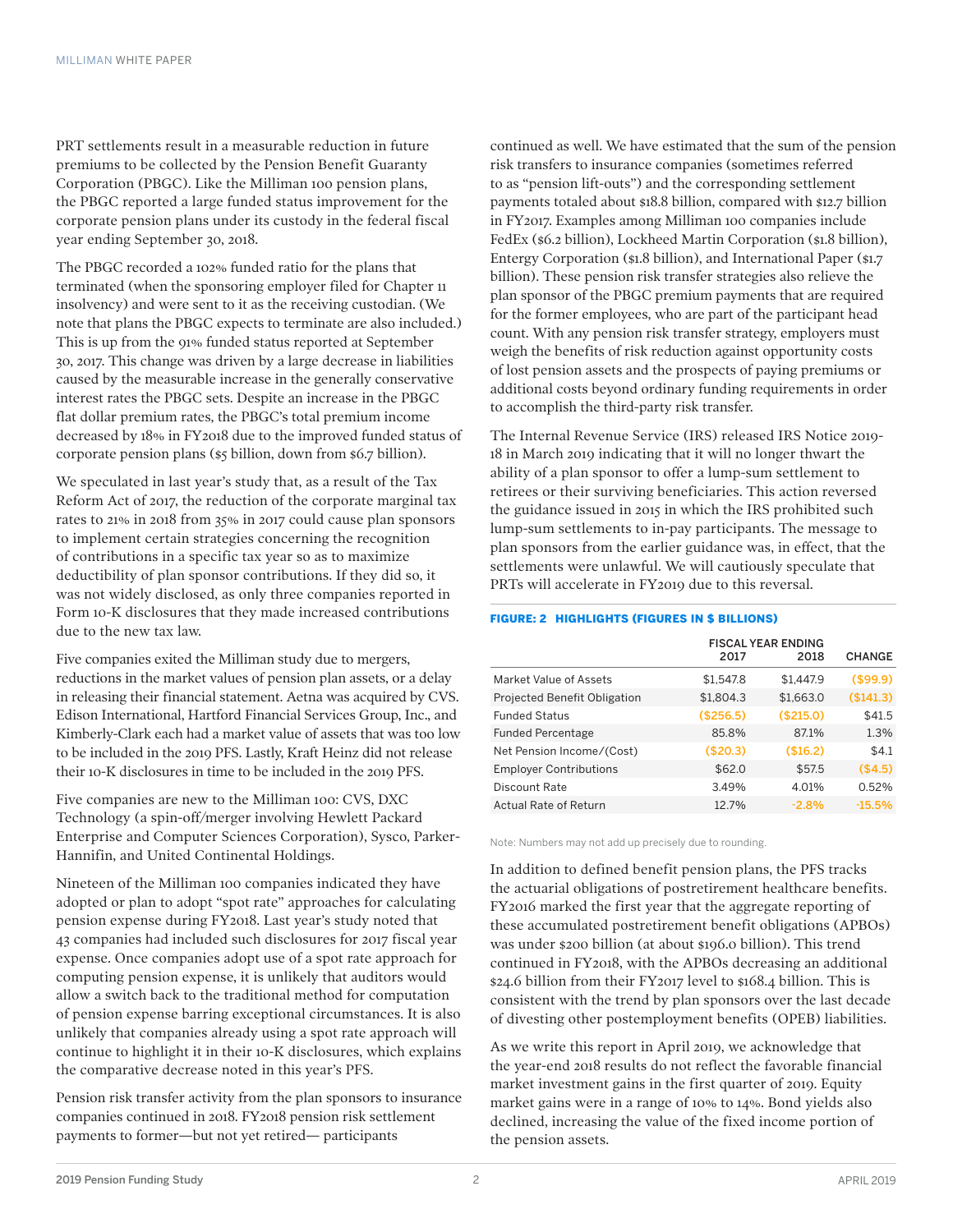PRT settlements result in a measurable reduction in future premiums to be collected by the Pension Benefit Guaranty Corporation (PBGC). Like the Milliman 100 pension plans, the PBGC reported a large funded status improvement for the corporate pension plans under its custody in the federal fiscal year ending September 30, 2018.

The PBGC recorded a 102% funded ratio for the plans that terminated (when the sponsoring employer filed for Chapter 11 insolvency) and were sent to it as the receiving custodian. (We note that plans the PBGC expects to terminate are also included.) This is up from the 91% funded status reported at September 30, 2017. This change was driven by a large decrease in liabilities caused by the measurable increase in the generally conservative interest rates the PBGC sets. Despite an increase in the PBGC flat dollar premium rates, the PBGC's total premium income decreased by 18% in FY2018 due to the improved funded status of corporate pension plans ($5 billion, down from $6.7 billion).

We speculated in last year's study that, as a result of the Tax Reform Act of 2017, the reduction of the corporate marginal tax rates to 21% in 2018 from 35% in 2017 could cause plan sponsors to implement certain strategies concerning the recognition of contributions in a specific tax year so as to maximize deductibility of plan sponsor contributions. If they did so, it was not widely disclosed, as only three companies reported in Form 10-K disclosures that they made increased contributions due to the new tax law.

Five companies exited the Milliman study due to mergers, reductions in the market values of pension plan assets, or a delay in releasing their financial statement. Aetna was acquired by CVS. Edison International, Hartford Financial Services Group, Inc., and Kimberly-Clark each had a market value of assets that was too low to be included in the 2019 PFS. Lastly, Kraft Heinz did not release their 10-K disclosures in time to be included in the 2019 PFS.

Five companies are new to the Milliman 100: CVS, DXC Technology (a spin-off/merger involving Hewlett Packard Enterprise and Computer Sciences Corporation), Sysco, Parker-Hannifin, and United Continental Holdings.

Nineteen of the Milliman 100 companies indicated they have adopted or plan to adopt "spot rate" approaches for calculating pension expense during FY2018. Last year's study noted that 43 companies had included such disclosures for 2017 fiscal year expense. Once companies adopt use of a spot rate approach for computing pension expense, it is unlikely that auditors would allow a switch back to the traditional method for computation of pension expense barring exceptional circumstances. It is also unlikely that companies already using a spot rate approach will continue to highlight it in their 10-K disclosures, which explains the comparative decrease noted in this year's PFS.

Pension risk transfer activity from the plan sponsors to insurance companies continued in 2018. FY2018 pension risk settlement payments to former—but not yet retired— participants continued as well. We have estimated that the sum of the pension risk transfers to insurance companies (sometimes referred to as "pension lift-outs") and the corresponding settlement payments totaled about $18.8 billion, compared with $12.7 billion in FY2017. Examples among Milliman 100 companies include FedEx ($6.2 billion), Lockheed Martin Corporation ($1.8 billion), Entergy Corporation ($1.8 billion), and International Paper ($1.7 billion). These pension risk transfer strategies also relieve the plan sponsor of the PBGC premium payments that are required for the former employees, who are part of the participant head count. With any pension risk transfer strategy, employers must weigh the benefits of risk reduction against opportunity costs of lost pension assets and the prospects of paying premiums or additional costs beyond ordinary funding requirements in order to accomplish the third-party risk transfer.

The Internal Revenue Service (IRS) released IRS Notice 2019-18 in March 2019 indicating that it will no longer thwart the ability of a plan sponsor to offer a lump-sum settlement to retirees or their surviving beneficiaries. This action reversed the guidance issued in 2015 in which the IRS prohibited such lump-sum settlements to in-pay participants. The message to plan sponsors from the earlier guidance was, in effect, that the settlements were unlawful. We will cautiously speculate that PRTs will accelerate in FY2019 due to this reversal.

**FIGURE: 2 HIGHLIGHTS (FIGURES IN $ BILLIONS)**

| | FISCAL YEAR ENDING 2017 | 2018 | CHANGE |
|---|---|---|---|
| Market Value of Assets | $1,547.8 | $1,447.9 | ($99.9) |
| Projected Benefit Obligation | $1,804.3 | $1,663.0 | ($141.3) |
| Funded Status | ($256.5) | ($215.0) | $41.5 |
| Funded Percentage | 85.8% | 87.1% | 1.3% |
| Net Pension Income/(Cost) | ($20.3) | ($16.2) | $4.1 |
| Employer Contributions | $62.0 | $57.5 | ($4.5) |
| Discount Rate | 3.49% | 4.01% | 0.52% |
| Actual Rate of Return | 12.7% | -2.8% | -15.5% |

Note: Numbers may not add up precisely due to rounding.

In addition to defined benefit pension plans, the PFS tracks the actuarial obligations of postretirement healthcare benefits. FY2016 marked the first year that the aggregate reporting of these accumulated postretirement benefit obligations (APBOs) was under $200 billion (at about $196.0 billion). This trend continued in FY2018, with the APBOs decreasing an additional $24.6 billion from their FY2017 level to $168.4 billion. This is consistent with the trend by plan sponsors over the last decade of divesting other postemployment benefits (OPEB) liabilities.

As we write this report in April 2019, we acknowledge that the year-end 2018 results do not reflect the favorable financial market investment gains in the first quarter of 2019. Equity market gains were in a range of 10% to 14%. Bond yields also declined, increasing the value of the fixed income portion of the pension assets.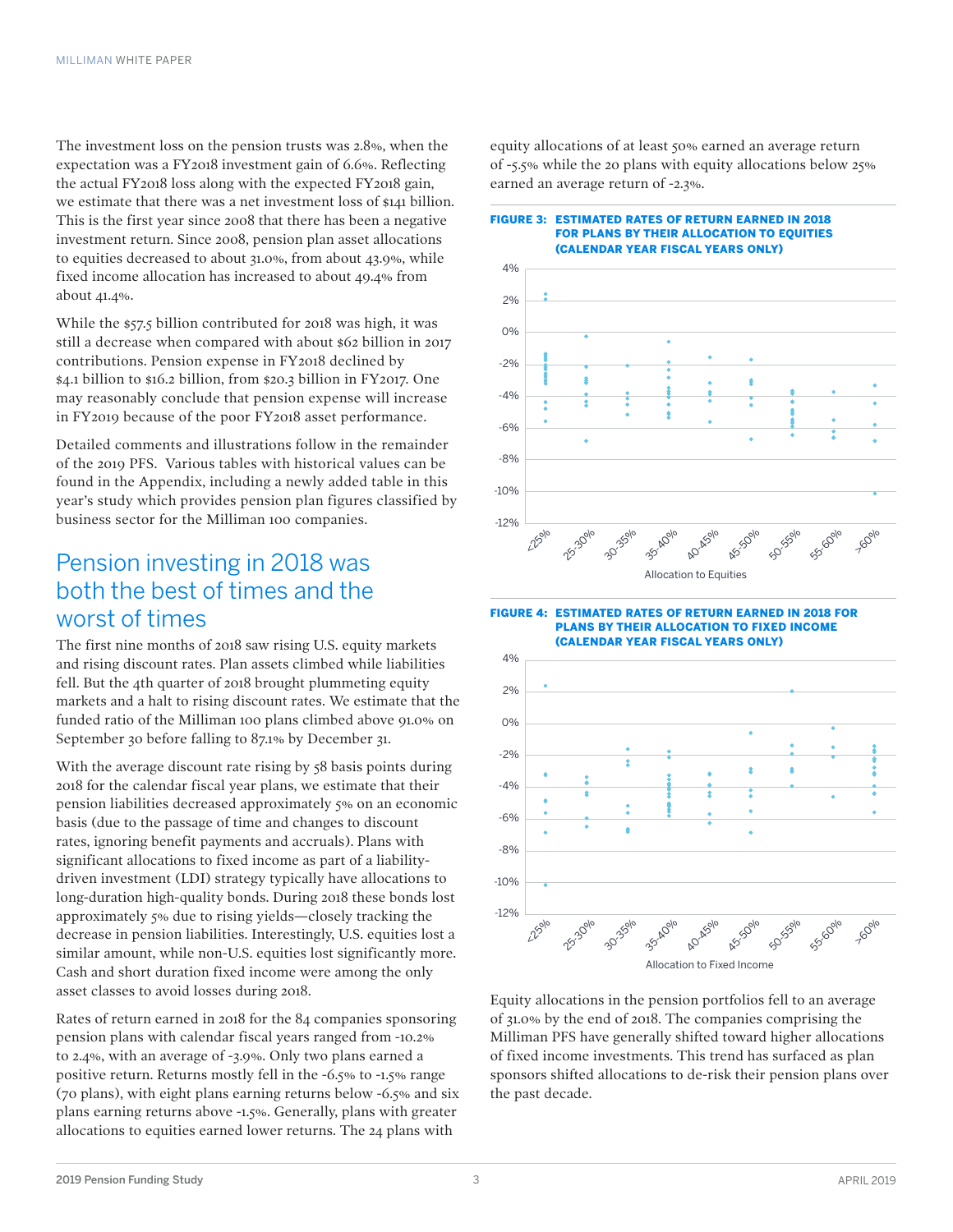The investment loss on the pension trusts was 2.8%, when the expectation was a FY2018 investment gain of 6.6%. Reflecting the actual FY2018 loss along with the expected FY2018 gain, we estimate that there was a net investment loss of $141 billion. This is the first year since 2008 that there has been a negative investment return. Since 2008, pension plan asset allocations to equities decreased to about 31.0%, from about 43.9%, while fixed income allocation has increased to about 49.4% from about 41.4%.

While the $57.5 billion contributed for 2018 was high, it was still a decrease when compared with about $62 billion in 2017 contributions. Pension expense in FY2018 declined by $4.1 billion to $16.2 billion, from $20.3 billion in FY2017. One may reasonably conclude that pension expense will increase in FY2019 because of the poor FY2018 asset performance.

Detailed comments and illustrations follow in the remainder of the 2019 PFS. Various tables with historical values can be found in the Appendix, including a newly added table in this year's study which provides pension plan figures classified by business sector for the Milliman 100 companies.

## Pension investing in 2018 was both the best of times and the worst of times

The first nine months of 2018 saw rising U.S. equity markets and rising discount rates. Plan assets climbed while liabilities fell. But the 4th quarter of 2018 brought plummeting equity markets and a halt to rising discount rates. We estimate that the funded ratio of the Milliman 100 plans climbed above 91.0% on September 30 before falling to 87.1% by December 31.

With the average discount rate rising by 58 basis points during 2018 for the calendar fiscal year plans, we estimate that their pension liabilities decreased approximately 5% on an economic basis (due to the passage of time and changes to discount rates, ignoring benefit payments and accruals). Plans with significant allocations to fixed income as part of a liability-driven investment (LDI) strategy typically have allocations to long-duration high-quality bonds. During 2018 these bonds lost approximately 5% due to rising yields—closely tracking the decrease in pension liabilities. Interestingly, U.S. equities lost a similar amount, while non-U.S. equities lost significantly more. Cash and short duration fixed income were among the only asset classes to avoid losses during 2018.

Rates of return earned in 2018 for the 84 companies sponsoring pension plans with calendar fiscal years ranged from -10.2% to 2.4%, with an average of -3.9%. Only two plans earned a positive return. Returns mostly fell in the -6.5% to -1.5% range (70 plans), with eight plans earning returns below -6.5% and six plans earning returns above -1.5%. Generally, plans with greater allocations to equities earned lower returns. The 24 plans with equity allocations of at least 50% earned an average return of -5.5% while the 20 plans with equity allocations below 25% earned an average return of -2.3%.

**FIGURE 3: ESTIMATED RATES OF RETURN EARNED IN 2018 FOR PLANS BY THEIR ALLOCATION TO EQUITIES (CALENDAR YEAR FISCAL YEARS ONLY)**

**FIGURE 4: ESTIMATED RATES OF RETURN EARNED IN 2018 FOR PLANS BY THEIR ALLOCATION TO FIXED INCOME (CALENDAR YEAR FISCAL YEARS ONLY)**

Equity allocations in the pension portfolios fell to an average of 31.0% by the end of 2018. The companies comprising the Milliman PFS have generally shifted toward higher allocations of fixed income investments. This trend has surfaced as plan sponsors shifted allocations to de-risk their pension plans over the past decade.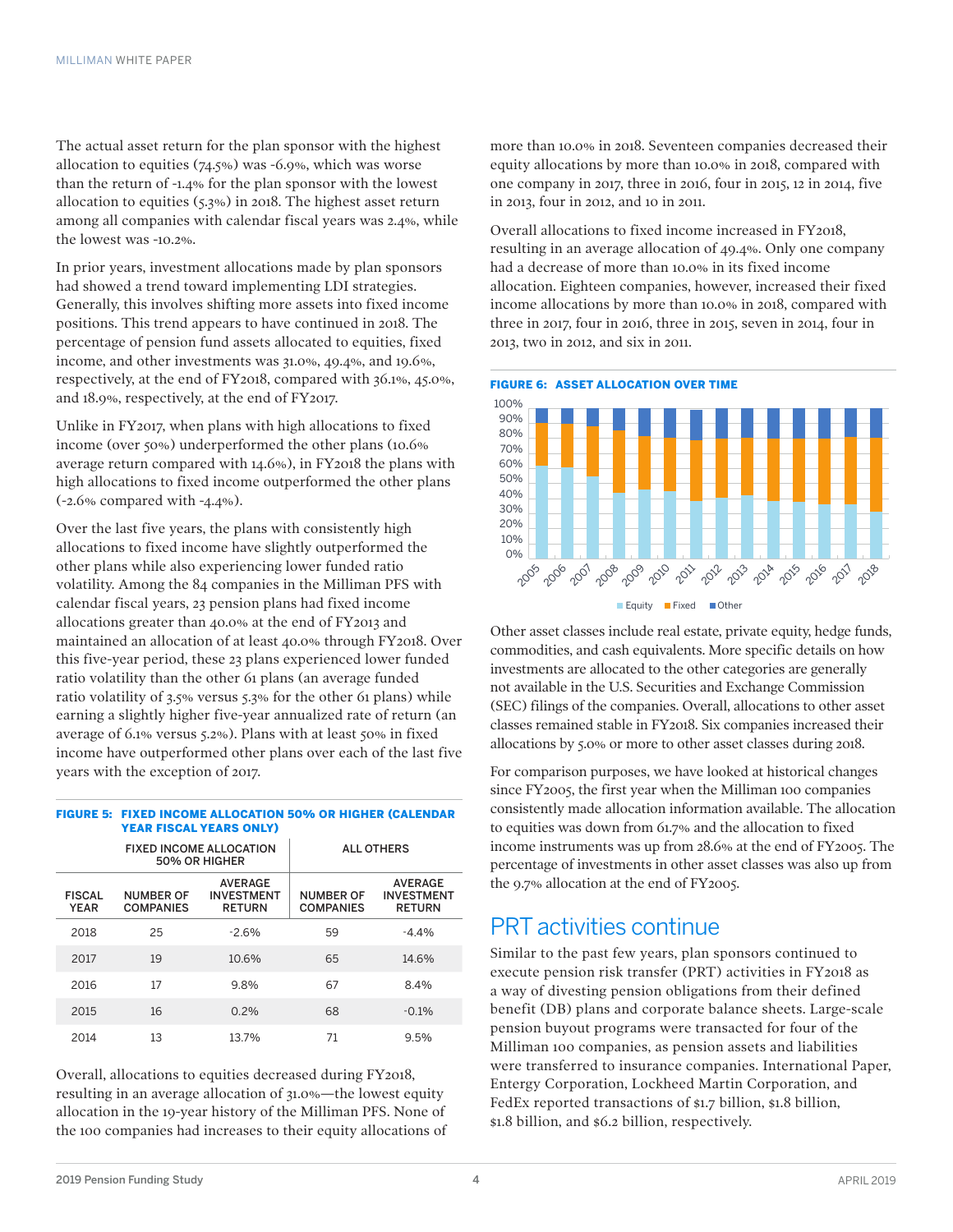The actual asset return for the plan sponsor with the highest allocation to equities (74.5%) was -6.9%, which was worse than the return of -1.4% for the plan sponsor with the lowest allocation to equities (5.3%) in 2018. The highest asset return among all companies with calendar fiscal years was 2.4%, while the lowest was -10.2%.

In prior years, investment allocations made by plan sponsors had showed a trend toward implementing LDI strategies. Generally, this involves shifting more assets into fixed income positions. This trend appears to have continued in 2018. The percentage of pension fund assets allocated to equities, fixed income, and other investments was 31.0%, 49.4%, and 19.6%, respectively, at the end of FY2018, compared with 36.1%, 45.0%, and 18.9%, respectively, at the end of FY2017.

Unlike in FY2017, when plans with high allocations to fixed income (over 50%) underperformed the other plans (10.6% average return compared with 14.6%), in FY2018 the plans with high allocations to fixed income outperformed the other plans (-2.6% compared with -4.4%).

Over the last five years, the plans with consistently high allocations to fixed income have slightly outperformed the other plans while also experiencing lower funded ratio volatility. Among the 84 companies in the Milliman PFS with calendar fiscal years, 23 pension plans had fixed income allocations greater than 40.0% at the end of FY2013 and maintained an allocation of at least 40.0% through FY2018. Over this five-year period, these 23 plans experienced lower funded ratio volatility than the other 61 plans (an average funded ratio volatility of 3.5% versus 5.3% for the other 61 plans) while earning a slightly higher five-year annualized rate of return (an average of 6.1% versus 5.2%). Plans with at least 50% in fixed income have outperformed other plans over each of the last five years with the exception of 2017.

**FIGURE 5: FIXED INCOME ALLOCATION 50% OR HIGHER (CALENDAR YEAR FISCAL YEARS ONLY)**

| | FIXED INCOME ALLOCATION 50% OR HIGHER | | ALL OTHERS | |
|---|---|---|---|---|
| FISCAL YEAR | NUMBER OF COMPANIES | AVERAGE INVESTMENT RETURN | NUMBER OF COMPANIES | AVERAGE INVESTMENT RETURN |
| 2018 | 25 | -2.6% | 59 | -4.4% |
| 2017 | 19 | 10.6% | 65 | 14.6% |
| 2016 | 17 | 9.8% | 67 | 8.4% |
| 2015 | 16 | 0.2% | 68 | -0.1% |
| 2014 | 13 | 13.7% | 71 | 9.5% |

Overall, allocations to equities decreased during FY2018, resulting in an average allocation of 31.0%—the lowest equity allocation in the 19-year history of the Milliman PFS. None of the 100 companies had increases to their equity allocations of more than 10.0% in 2018. Seventeen companies decreased their equity allocations by more than 10.0% in 2018, compared with one company in 2017, three in 2016, four in 2015, 12 in 2014, five in 2013, four in 2012, and 10 in 2011.

Overall allocations to fixed income increased in FY2018, resulting in an average allocation of 49.4%. Only one company had a decrease of more than 10.0% in its fixed income allocation. Eighteen companies, however, increased their fixed income allocations by more than 10.0% in 2018, compared with three in 2017, four in 2016, three in 2015, seven in 2014, four in 2013, two in 2012, and six in 2011.

**FIGURE 6: ASSET ALLOCATION OVER TIME**

Other asset classes include real estate, private equity, hedge funds, commodities, and cash equivalents. More specific details on how investments are allocated to the other categories are generally not available in the U.S. Securities and Exchange Commission (SEC) filings of the companies. Overall, allocations to other asset classes remained stable in FY2018. Six companies increased their allocations by 5.0% or more to other asset classes during 2018.

For comparison purposes, we have looked at historical changes since FY2005, the first year when the Milliman 100 companies consistently made allocation information available. The allocation to equities was down from 61.7% and the allocation to fixed income instruments was up from 28.6% at the end of FY2005. The percentage of investments in other asset classes was also up from the 9.7% allocation at the end of FY2005.

## PRT activities continue

Similar to the past few years, plan sponsors continued to execute pension risk transfer (PRT) activities in FY2018 as a way of divesting pension obligations from their defined benefit (DB) plans and corporate balance sheets. Large-scale pension buyout programs were transacted for four of the Milliman 100 companies, as pension assets and liabilities were transferred to insurance companies. International Paper, Entergy Corporation, Lockheed Martin Corporation, and FedEx reported transactions of $1.7 billion, $1.8 billion, $1.8 billion, and $6.2 billion, respectively.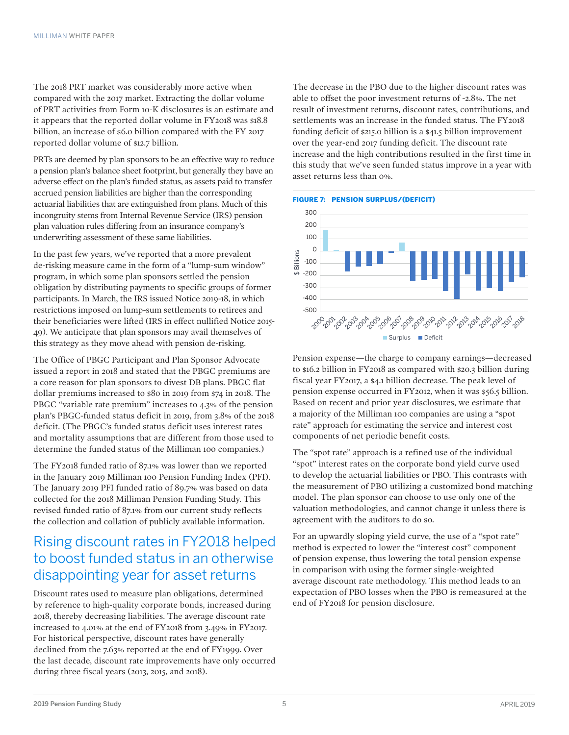The 2018 PRT market was considerably more active when compared with the 2017 market. Extracting the dollar volume of PRT activities from Form 10-K disclosures is an estimate and it appears that the reported dollar volume in FY2018 was $18.8 billion, an increase of $6.0 billion compared with the FY 2017 reported dollar volume of $12.7 billion.

PRTs are deemed by plan sponsors to be an effective way to reduce a pension plan's balance sheet footprint, but generally they have an adverse effect on the plan's funded status, as assets paid to transfer accrued pension liabilities are higher than the corresponding actuarial liabilities that are extinguished from plans. Much of this incongruity stems from Internal Revenue Service (IRS) pension plan valuation rules differing from an insurance company's underwriting assessment of these same liabilities.

In the past few years, we've reported that a more prevalent de-risking measure came in the form of a "lump-sum window" program, in which some plan sponsors settled the pension obligation by distributing payments to specific groups of former participants. In March, the IRS issued Notice 2019-18, in which restrictions imposed on lump-sum settlements to retirees and their beneficiaries were lifted (IRS in effect nullified Notice 2015-49). We anticipate that plan sponsors may avail themselves of this strategy as they move ahead with pension de-risking.

The Office of PBGC Participant and Plan Sponsor Advocate issued a report in 2018 and stated that the PBGC premiums are a core reason for plan sponsors to divest DB plans. PBGC flat dollar premiums increased to $80 in 2019 from $74 in 2018. The PBGC "variable rate premium" increases to 4.3% of the pension plan's PBGC-funded status deficit in 2019, from 3.8% of the 2018 deficit. (The PBGC's funded status deficit uses interest rates and mortality assumptions that are different from those used to determine the funded status of the Milliman 100 companies.)

The FY2018 funded ratio of 87.1% was lower than we reported in the January 2019 Milliman 100 Pension Funding Index (PFI). The January 2019 PFI funded ratio of 89.7% was based on data collected for the 2018 Milliman Pension Funding Study. This revised funded ratio of 87.1% from our current study reflects the collection and collation of publicly available information.

## Rising discount rates in FY2018 helped to boost funded status in an otherwise disappointing year for asset returns

Discount rates used to measure plan obligations, determined by reference to high-quality corporate bonds, increased during 2018, thereby decreasing liabilities. The average discount rate increased to 4.01% at the end of FY2018 from 3.49% in FY2017. For historical perspective, discount rates have generally declined from the 7.63% reported at the end of FY1999. Over the last decade, discount rate improvements have only occurred during three fiscal years (2013, 2015, and 2018).

The decrease in the PBO due to the higher discount rates was able to offset the poor investment returns of -2.8%. The net result of investment returns, discount rates, contributions, and settlements was an increase in the funded status. The FY2018 funding deficit of $215.0 billion is a $41.5 billion improvement over the year-end 2017 funding deficit. The discount rate increase and the high contributions resulted in the first time in this study that we've seen funded status improve in a year with asset returns less than 0%.

**FIGURE 7: PENSION SURPLUS/(DEFICIT)**

Pension expense—the charge to company earnings—decreased to $16.2 billion in FY2018 as compared with $20.3 billion during fiscal year FY2017, a $4.1 billion decrease. The peak level of pension expense occurred in FY2012, when it was $56.5 billion. Based on recent and prior year disclosures, we estimate that a majority of the Milliman 100 companies are using a "spot rate" approach for estimating the service and interest cost components of net periodic benefit costs.

The "spot rate" approach is a refined use of the individual "spot" interest rates on the corporate bond yield curve used to develop the actuarial liabilities or PBO. This contrasts with the measurement of PBO utilizing a customized bond matching model. The plan sponsor can choose to use only one of the valuation methodologies, and cannot change it unless there is agreement with the auditors to do so.

For an upwardly sloping yield curve, the use of a "spot rate" method is expected to lower the "interest cost" component of pension expense, thus lowering the total pension expense in comparison with using the former single-weighted average discount rate methodology. This method leads to an expectation of PBO losses when the PBO is remeasured at the end of FY2018 for pension disclosure.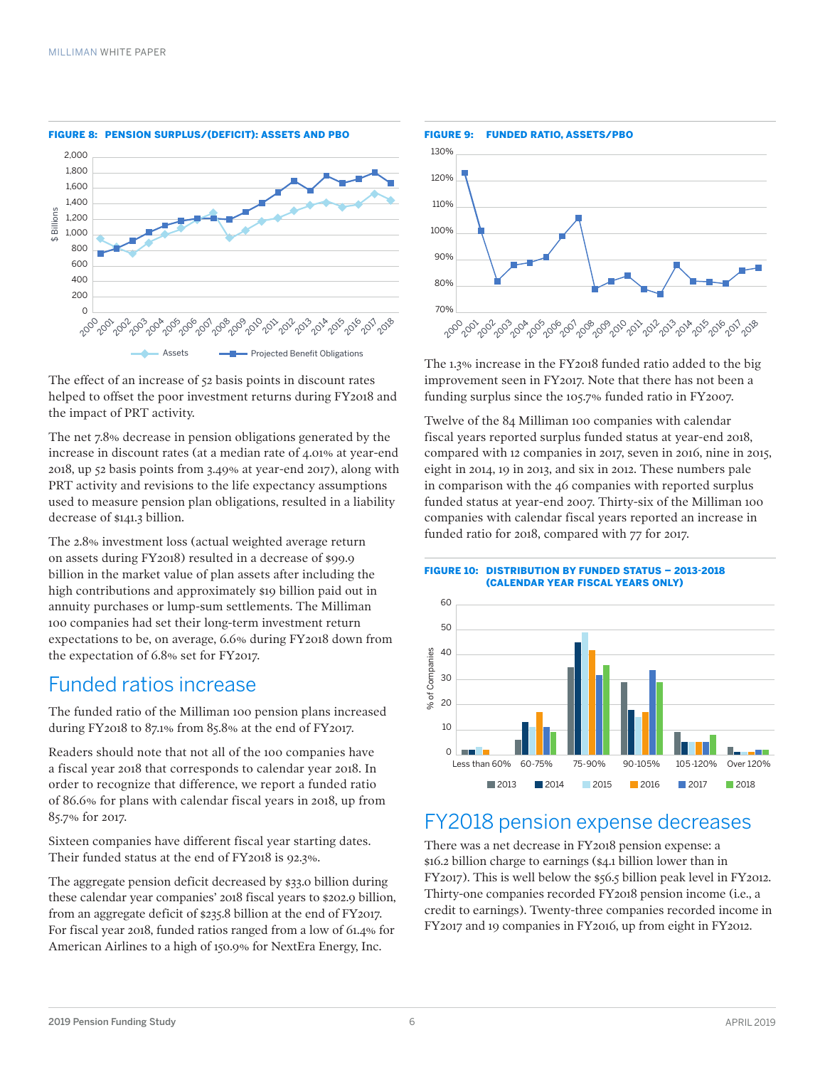**FIGURE 8: PENSION SURPLUS/(DEFICIT): ASSETS AND PBO**

The effect of an increase of 52 basis points in discount rates helped to offset the poor investment returns during FY2018 and the impact of PRT activity.

The net 7.8% decrease in pension obligations generated by the increase in discount rates (at a median rate of 4.01% at year-end 2018, up 52 basis points from 3.49% at year-end 2017), along with PRT activity and revisions to the life expectancy assumptions used to measure pension plan obligations, resulted in a liability decrease of $141.3 billion.

The 2.8% investment loss (actual weighted average return on assets during FY2018) resulted in a decrease of $99.9 billion in the market value of plan assets after including the high contributions and approximately $19 billion paid out in annuity purchases or lump-sum settlements. The Milliman 100 companies had set their long-term investment return expectations to be, on average, 6.6% during FY2018 down from the expectation of 6.8% set for FY2017.

## Funded ratios increase

The funded ratio of the Milliman 100 pension plans increased during FY2018 to 87.1% from 85.8% at the end of FY2017.

Readers should note that not all of the 100 companies have a fiscal year 2018 that corresponds to calendar year 2018. In order to recognize that difference, we report a funded ratio of 86.6% for plans with calendar fiscal years in 2018, up from 85.7% for 2017.

Sixteen companies have different fiscal year starting dates. Their funded status at the end of FY2018 is 92.3%.

The aggregate pension deficit decreased by $33.0 billion during these calendar year companies' 2018 fiscal years to $202.9 billion, from an aggregate deficit of $235.8 billion at the end of FY2017. For fiscal year 2018, funded ratios ranged from a low of 61.4% for American Airlines to a high of 150.9% for NextEra Energy, Inc.

**FIGURE 9: FUNDED RATIO, ASSETS/PBO**

The 1.3% increase in the FY2018 funded ratio added to the big improvement seen in FY2017. Note that there has not been a funding surplus since the 105.7% funded ratio in FY2007.

Twelve of the 84 Milliman 100 companies with calendar fiscal years reported surplus funded status at year-end 2018, compared with 12 companies in 2017, seven in 2016, nine in 2015, eight in 2014, 19 in 2013, and six in 2012. These numbers pale in comparison with the 46 companies with reported surplus funded status at year-end 2007. Thirty-six of the Milliman 100 companies with calendar fiscal years reported an increase in funded ratio for 2018, compared with 77 for 2017.

**FIGURE 10: DISTRIBUTION BY FUNDED STATUS – 2013-2018 (CALENDAR YEAR FISCAL YEARS ONLY)**

## FY2018 pension expense decreases

There was a net decrease in FY2018 pension expense: a $16.2 billion charge to earnings ($4.1 billion lower than in FY2017). This is well below the $56.5 billion peak level in FY2012. Thirty-one companies recorded FY2018 pension income (i.e., a credit to earnings). Twenty-three companies recorded income in FY2017 and 19 companies in FY2016, up from eight in FY2012.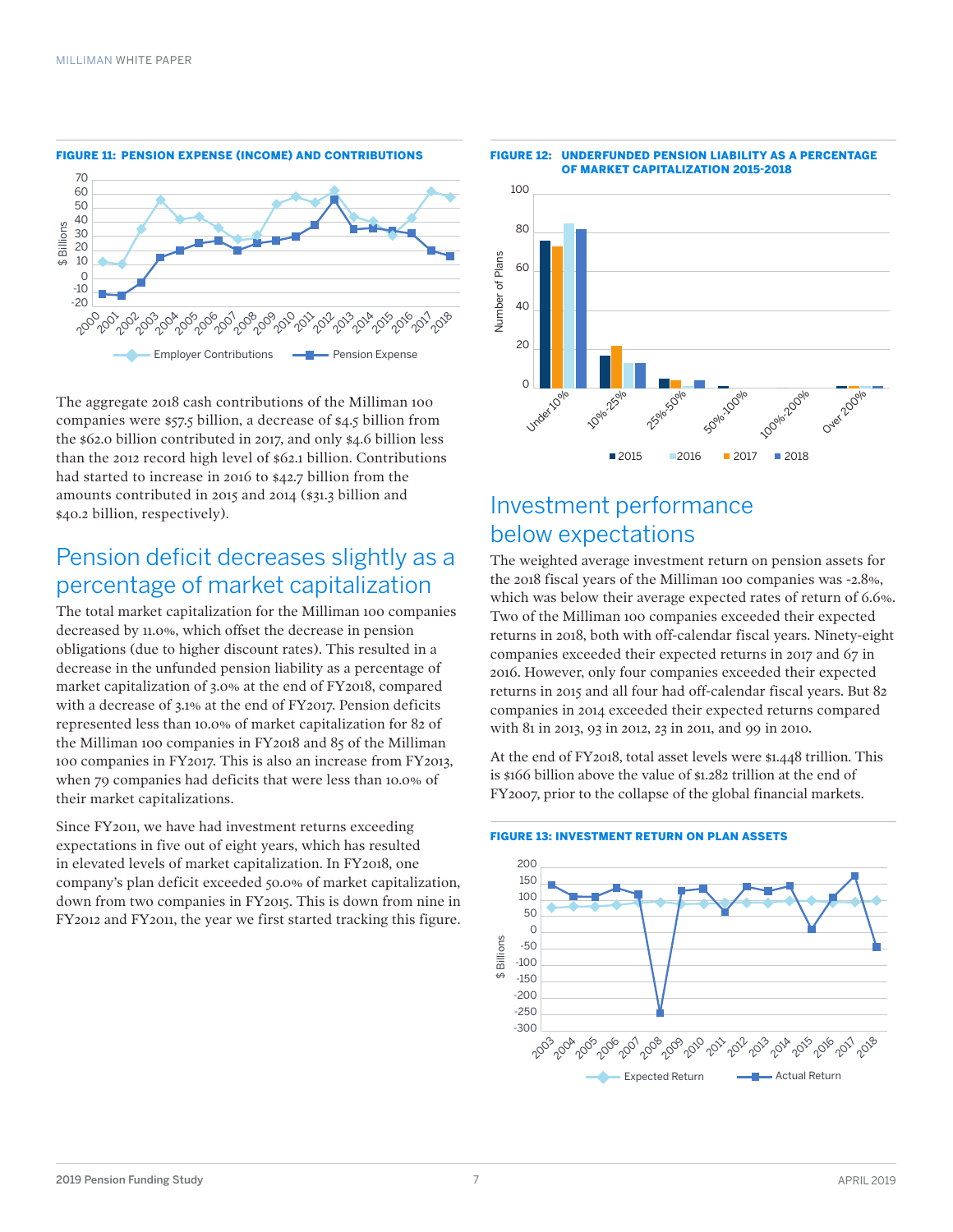**FIGURE 11: PENSION EXPENSE (INCOME) AND CONTRIBUTIONS**

The aggregate 2018 cash contributions of the Milliman 100 companies were $57.5 billion, a decrease of $4.5 billion from the $62.0 billion contributed in 2017, and only $4.6 billion less than the 2012 record high level of $62.1 billion. Contributions had started to increase in 2016 to $42.7 billion from the amounts contributed in 2015 and 2014 ($31.3 billion and $40.2 billion, respectively).

## Pension deficit decreases slightly as a percentage of market capitalization

The total market capitalization for the Milliman 100 companies decreased by 11.0%, which offset the decrease in pension obligations (due to higher discount rates). This resulted in a decrease in the unfunded pension liability as a percentage of market capitalization of 3.0% at the end of FY2018, compared with a decrease of 3.1% at the end of FY2017. Pension deficits represented less than 10.0% of market capitalization for 82 of the Milliman 100 companies in FY2018 and 85 of the Milliman 100 companies in FY2017. This is also an increase from FY2013, when 79 companies had deficits that were less than 10.0% of their market capitalizations.

Since FY2011, we have had investment returns exceeding expectations in five out of eight years, which has resulted in elevated levels of market capitalization. In FY2018, one company's plan deficit exceeded 50.0% of market capitalization, down from two companies in FY2015. This is down from nine in FY2012 and FY2011, the year we first started tracking this figure.

**FIGURE 12: UNDERFUNDED PENSION LIABILITY AS A PERCENTAGE OF MARKET CAPITALIZATION 2015-2018**

## Investment performance below expectations

The weighted average investment return on pension assets for the 2018 fiscal years of the Milliman 100 companies was -2.8%, which was below their average expected rates of return of 6.6%. Two of the Milliman 100 companies exceeded their expected returns in 2018, both with off-calendar fiscal years. Ninety-eight companies exceeded their expected returns in 2017 and 67 in 2016. However, only four companies exceeded their expected returns in 2015 and all four had off-calendar fiscal years. But 82 companies in 2014 exceeded their expected returns compared with 81 in 2013, 93 in 2012, 23 in 2011, and 99 in 2010.

At the end of FY2018, total asset levels were $1.448 trillion. This is $166 billion above the value of $1.282 trillion at the end of FY2007, prior to the collapse of the global financial markets.

**FIGURE 13: INVESTMENT RETURN ON PLAN ASSETS**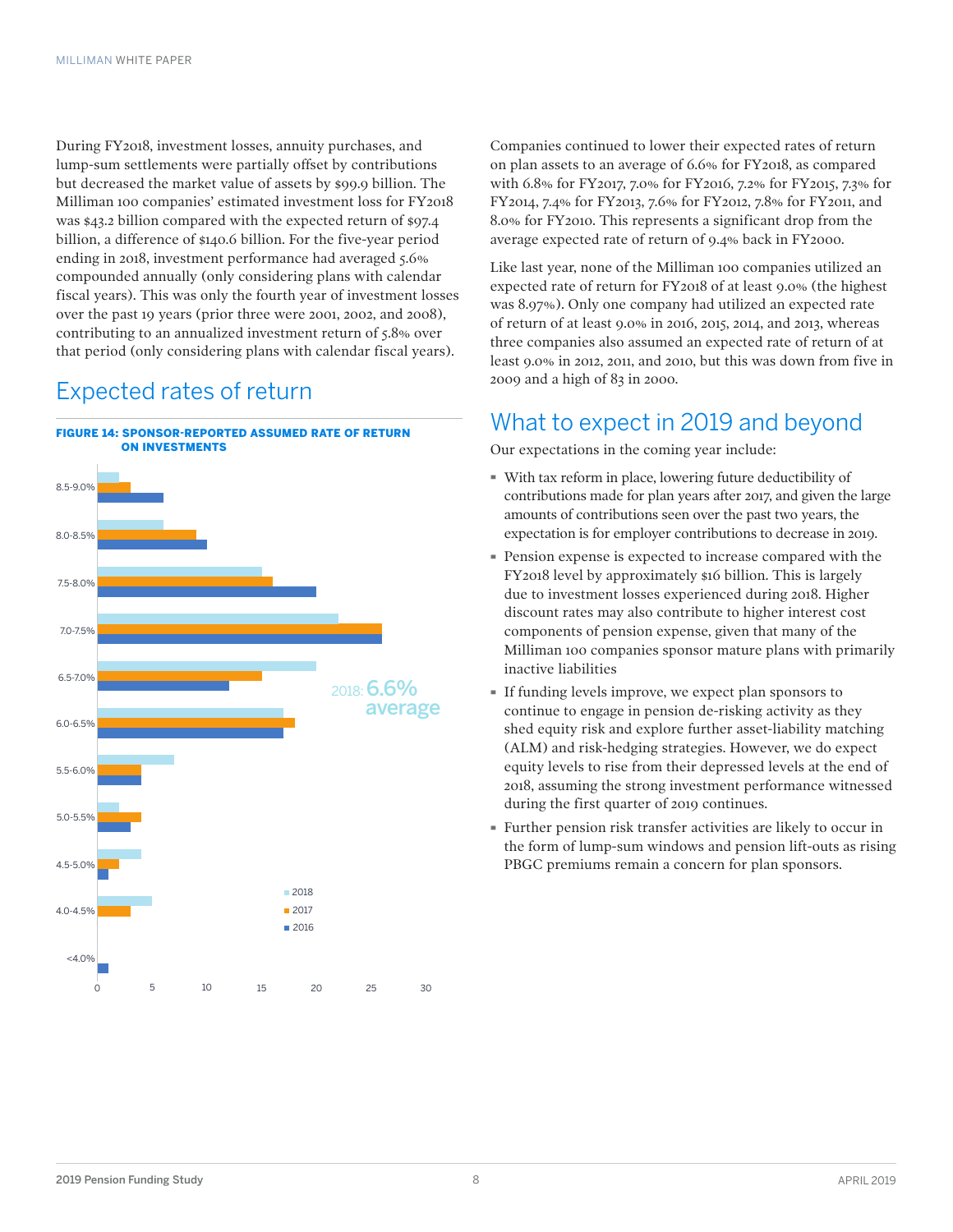During FY2018, investment losses, annuity purchases, and lump-sum settlements were partially offset by contributions but decreased the market value of assets by $99.9 billion. The Milliman 100 companies' estimated investment loss for FY2018 was $43.2 billion compared with the expected return of $97.4 billion, a difference of $140.6 billion. For the five-year period ending in 2018, investment performance had averaged 5.6% compounded annually (only considering plans with calendar fiscal years). This was only the fourth year of investment losses over the past 19 years (prior three were 2001, 2002, and 2008), contributing to an annualized investment return of 5.8% over that period (only considering plans with calendar fiscal years).

## Expected rates of return

**FIGURE 14: SPONSOR-REPORTED ASSUMED RATE OF RETURN ON INVESTMENTS**

| Rate | 2018 | 2017 | 2016 |
|---|---|---|---|
| 8.5-9.0% | 2 | 3 | 6 |
| 8.0-8.5% | 6 | 9 | 10 |
| 7.5-8.0% | 15 | 16 | 20 |
| 7.0-7.5% | 22 | 26 | 26 |
| 6.5-7.0% | 20 | 15 | 12 |
| 6.0-6.5% | 17 | 18 | 17 |
| 5.5-6.0% | 7 | 4 | 4 |
| 5.0-5.5% | 2 | 4 | 3 |
| 4.5-5.0% | 4 | 2 | 1 |
| 4.0-4.5% | 5 | 3 | 0 |
| <4.0% | 0 | 0 | 1 |

2018: 6.6% average

Companies continued to lower their expected rates of return on plan assets to an average of 6.6% for FY2018, as compared with 6.8% for FY2017, 7.0% for FY2016, 7.2% for FY2015, 7.3% for FY2014, 7.4% for FY2013, 7.6% for FY2012, 7.8% for FY2011, and 8.0% for FY2010. This represents a significant drop from the average expected rate of return of 9.4% back in FY2000.

Like last year, none of the Milliman 100 companies utilized an expected rate of return for FY2018 of at least 9.0% (the highest was 8.97%). Only one company had utilized an expected rate of return of at least 9.0% in 2016, 2015, 2014, and 2013, whereas three companies also assumed an expected rate of return of at least 9.0% in 2012, 2011, and 2010, but this was down from five in 2009 and a high of 83 in 2000.

## What to expect in 2019 and beyond

Our expectations in the coming year include:

- With tax reform in place, lowering future deductibility of contributions made for plan years after 2017, and given the large amounts of contributions seen over the past two years, the expectation is for employer contributions to decrease in 2019.
- Pension expense is expected to increase compared with the FY2018 level by approximately $16 billion. This is largely due to investment losses experienced during 2018. Higher discount rates may also contribute to higher interest cost components of pension expense, given that many of the Milliman 100 companies sponsor mature plans with primarily inactive liabilities.
- If funding levels improve, we expect plan sponsors to continue to engage in pension de-risking activity as they shed equity risk and explore further asset-liability matching (ALM) and risk-hedging strategies. However, we do expect equity levels to rise from their depressed levels at the end of 2018, assuming the strong investment performance witnessed during the first quarter of 2019 continues.
- Further pension risk transfer activities are likely to occur in the form of lump-sum windows and pension lift-outs as rising PBGC premiums remain a concern for plan sponsors.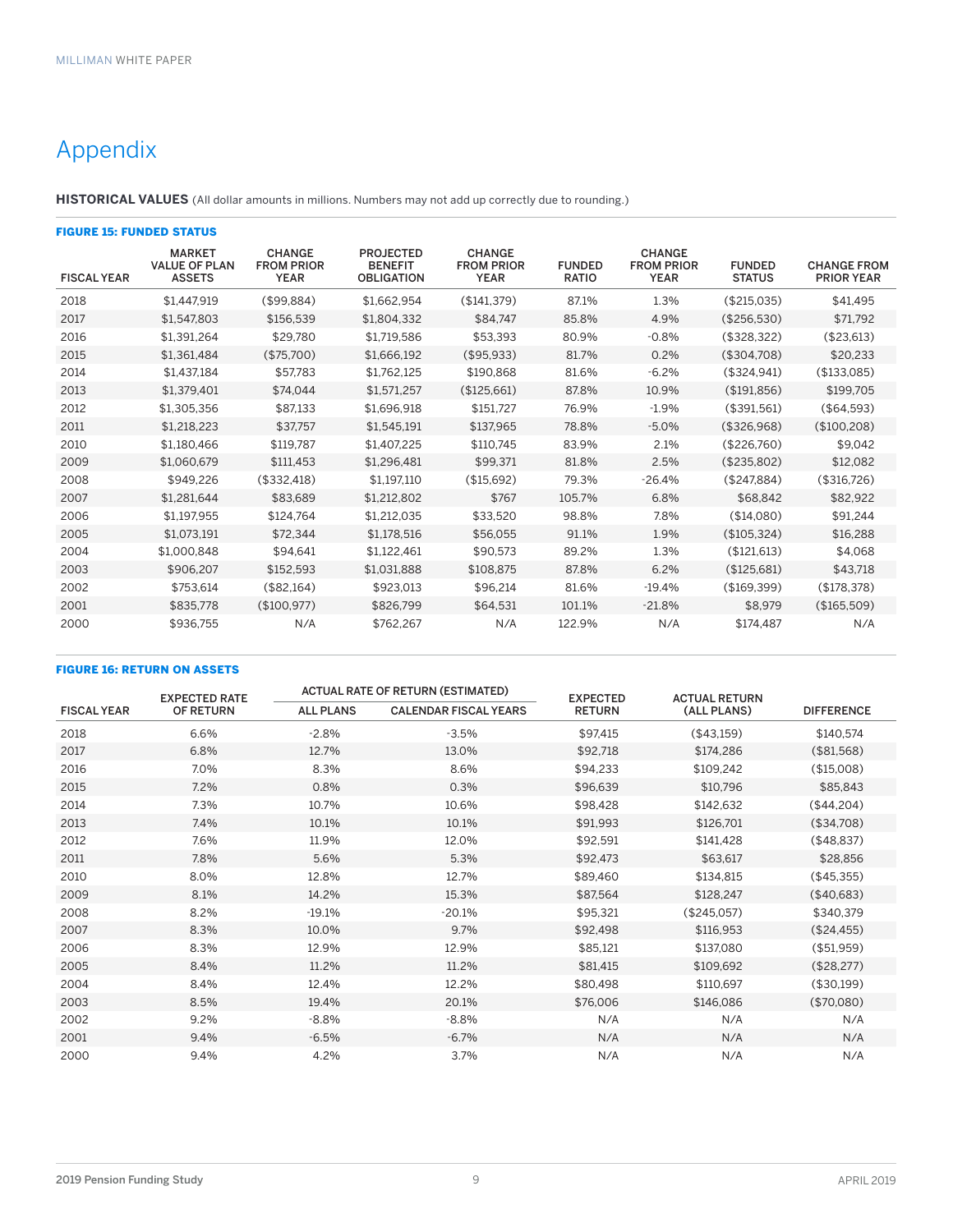# Appendix

**HISTORICAL VALUES** (All dollar amounts in millions. Numbers may not add up correctly due to rounding.)

**FIGURE 15: FUNDED STATUS**

| FISCAL YEAR | MARKET VALUE OF PLAN ASSETS | CHANGE FROM PRIOR YEAR | PROJECTED BENEFIT OBLIGATION | CHANGE FROM PRIOR YEAR | FUNDED RATIO | CHANGE FROM PRIOR YEAR | FUNDED STATUS | CHANGE FROM PRIOR YEAR |
|---|---|---|---|---|---|---|---|---|
| 2018 | $1,447,919 | ($99,884) | $1,662,954 | ($141,379) | 87.1% | 1.3% | ($215,035) | $41,495 |
| 2017 | $1,547,803 | $156,539 | $1,804,332 | $84,747 | 85.8% | 4.9% | ($256,530) | $71,792 |
| 2016 | $1,391,264 | $29,780 | $1,719,586 | $53,393 | 80.9% | -0.8% | ($328,322) | ($23,613) |
| 2015 | $1,361,484 | ($75,700) | $1,666,192 | ($95,933) | 81.7% | 0.2% | ($304,708) | $20,233 |
| 2014 | $1,437,184 | $57,783 | $1,762,125 | $190,868 | 81.6% | -6.2% | ($324,941) | ($133,085) |
| 2013 | $1,379,401 | $74,044 | $1,571,257 | ($125,661) | 87.8% | 10.9% | ($191,856) | $199,705 |
| 2012 | $1,305,356 | $87,133 | $1,696,918 | $151,727 | 76.9% | -1.9% | ($391,561) | ($64,593) |
| 2011 | $1,218,223 | $37,757 | $1,545,191 | $137,965 | 78.8% | -5.0% | ($326,968) | ($100,208) |
| 2010 | $1,180,466 | $119,787 | $1,407,225 | $110,745 | 83.9% | 2.1% | ($226,760) | $9,042 |
| 2009 | $1,060,679 | $111,453 | $1,296,481 | $99,371 | 81.8% | 2.5% | ($235,802) | $12,082 |
| 2008 | $949,226 | ($332,418) | $1,197,110 | ($15,692) | 79.3% | -26.4% | ($247,884) | ($316,726) |
| 2007 | $1,281,644 | $83,689 | $1,212,802 | $767 | 105.7% | 6.8% | $68,842 | $82,922 |
| 2006 | $1,197,955 | $124,764 | $1,212,035 | $33,520 | 98.8% | 7.8% | ($14,080) | $91,244 |
| 2005 | $1,073,191 | $72,344 | $1,178,516 | $56,055 | 91.1% | 1.9% | ($105,324) | $16,288 |
| 2004 | $1,000,848 | $94,641 | $1,122,461 | $90,573 | 89.2% | 1.3% | ($121,613) | $4,068 |
| 2003 | $906,207 | $152,593 | $1,031,888 | $108,875 | 87.8% | 6.2% | ($125,681) | $43,718 |
| 2002 | $753,614 | ($82,164) | $923,013 | $96,214 | 81.6% | -19.4% | ($169,399) | ($178,378) |
| 2001 | $835,778 | ($100,977) | $826,799 | $64,531 | 101.1% | -21.8% | $8,979 | ($165,509) |
| 2000 | $936,755 | N/A | $762,267 | N/A | 122.9% | N/A | $174,487 | N/A |

**FIGURE 16: RETURN ON ASSETS**

| FISCAL YEAR | EXPECTED RATE OF RETURN | ACTUAL RATE OF RETURN (ESTIMATED) | | EXPECTED RETURN | ACTUAL RETURN (ALL PLANS) | DIFFERENCE |
|---|---|---|---|---|---|---|
| | | ALL PLANS | CALENDAR FISCAL YEARS | | | |
| 2018 | 6.6% | -2.8% | -3.5% | $97,415 | ($43,159) | $140,574 |
| 2017 | 6.8% | 12.7% | 13.0% | $92,718 | $174,286 | ($81,568) |
| 2016 | 7.0% | 8.3% | 8.6% | $94,233 | $109,242 | ($15,008) |
| 2015 | 7.2% | 0.8% | 0.3% | $96,639 | $10,796 | $85,843 |
| 2014 | 7.3% | 10.7% | 10.6% | $98,428 | $142,632 | ($44,204) |
| 2013 | 7.4% | 10.1% | 10.1% | $91,993 | $126,701 | ($34,708) |
| 2012 | 7.6% | 11.9% | 12.0% | $92,591 | $141,428 | ($48,837) |
| 2011 | 7.8% | 5.6% | 5.3% | $92,473 | $63,617 | $28,856 |
| 2010 | 8.0% | 12.8% | 12.7% | $89,460 | $134,815 | ($45,355) |
| 2009 | 8.1% | 14.2% | 15.3% | $87,564 | $128,247 | ($40,683) |
| 2008 | 8.2% | -19.1% | -20.1% | $95,321 | ($245,057) | $340,379 |
| 2007 | 8.3% | 10.0% | 9.7% | $92,498 | $116,953 | ($24,455) |
| 2006 | 8.3% | 12.9% | 12.9% | $85,121 | $137,080 | ($51,959) |
| 2005 | 8.4% | 11.2% | 11.2% | $81,415 | $109,692 | ($28,277) |
| 2004 | 8.4% | 12.4% | 12.2% | $80,498 | $110,697 | ($30,199) |
| 2003 | 8.5% | 19.4% | 20.1% | $76,006 | $146,086 | ($70,080) |
| 2002 | 9.2% | -8.8% | -8.8% | N/A | N/A | N/A |
| 2001 | 9.4% | -6.5% | -6.7% | N/A | N/A | N/A |
| 2000 | 9.4% | 4.2% | 3.7% | N/A | N/A | N/A |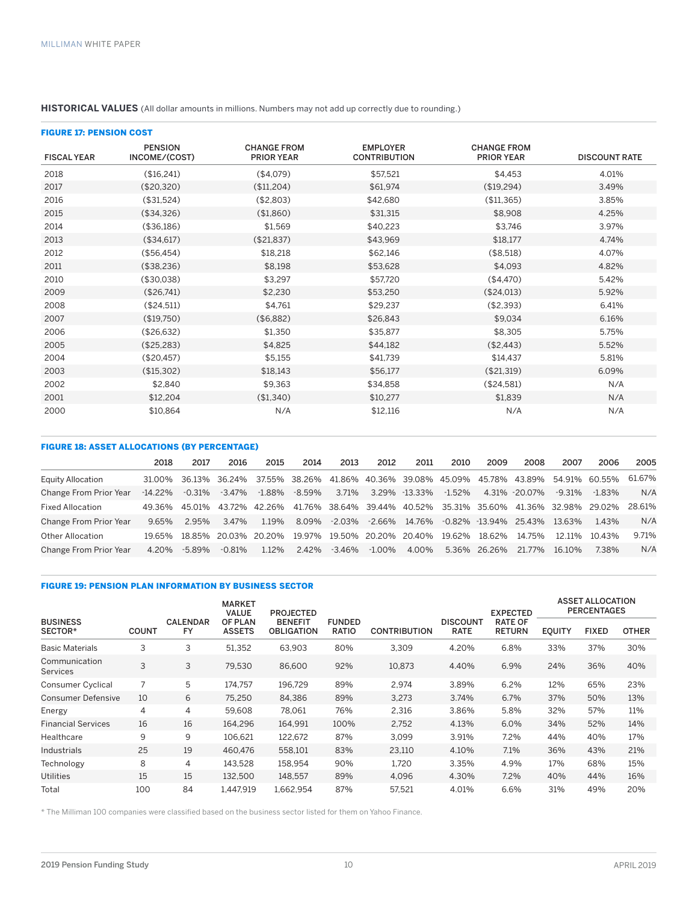**HISTORICAL VALUES** (All dollar amounts in millions. Numbers may not add up correctly due to rounding.)

**FIGURE 17: PENSION COST**

| FISCAL YEAR | PENSION INCOME/(COST) | CHANGE FROM PRIOR YEAR | EMPLOYER CONTRIBUTION | CHANGE FROM PRIOR YEAR | DISCOUNT RATE |
|---|---|---|---|---|---|
| 2018 | ($16,241) | ($4,079) | $57,521 | $4,453 | 4.01% |
| 2017 | ($20,320) | ($11,204) | $61,974 | ($19,294) | 3.49% |
| 2016 | ($31,524) | ($2,803) | $42,680 | ($11,365) | 3.85% |
| 2015 | ($34,326) | ($1,860) | $31,315 | $8,908 | 4.25% |
| 2014 | ($36,186) | $1,569 | $40,223 | $3,746 | 3.97% |
| 2013 | ($34,617) | ($21,837) | $43,969 | $18,177 | 4.74% |
| 2012 | ($56,454) | $18,218 | $62,146 | ($8,518) | 4.07% |
| 2011 | ($38,236) | $8,198 | $53,628 | $4,093 | 4.82% |
| 2010 | ($30,038) | $3,297 | $57,720 | ($4,470) | 5.42% |
| 2009 | ($26,741) | $2,230 | $53,250 | ($24,013) | 5.92% |
| 2008 | ($24,511) | $4,761 | $29,237 | ($2,393) | 6.41% |
| 2007 | ($19,750) | ($6,882) | $26,843 | $9,034 | 6.16% |
| 2006 | ($26,632) | $1,350 | $35,877 | $8,305 | 5.75% |
| 2005 | ($25,283) | $4,825 | $44,182 | ($2,443) | 5.52% |
| 2004 | ($20,457) | $5,155 | $41,739 | $14,437 | 5.81% |
| 2003 | ($15,302) | $18,143 | $56,177 | ($21,319) | 6.09% |
| 2002 | $2,840 | $9,363 | $34,858 | ($24,581) | N/A |
| 2001 | $12,204 | ($1,340) | $10,277 | $1,839 | N/A |
| 2000 | $10,864 | N/A | $12,116 | N/A | N/A |

**FIGURE 18: ASSET ALLOCATIONS (BY PERCENTAGE)**

| | 2018 | 2017 | 2016 | 2015 | 2014 | 2013 | 2012 | 2011 | 2010 | 2009 | 2008 | 2007 | 2006 | 2005 |
|---|---|---|---|---|---|---|---|---|---|---|---|---|---|---|
| Equity Allocation | 31.00% | 36.13% | 36.24% | 37.55% | 38.26% | 41.86% | 40.36% | 39.08% | 45.09% | 45.78% | 43.89% | 54.91% | 60.55% | 61.67% |
| Change From Prior Year | -14.22% | -0.31% | -3.47% | -1.88% | -8.59% | 3.71% | 3.29% | -13.33% | -1.52% | 4.31% | -20.07% | -9.31% | -1.83% | N/A |
| Fixed Allocation | 49.36% | 45.01% | 43.72% | 42.26% | 41.76% | 38.64% | 39.44% | 40.52% | 35.31% | 35.60% | 41.36% | 32.98% | 29.02% | 28.61% |
| Change From Prior Year | 9.65% | 2.95% | 3.47% | 1.19% | 8.09% | -2.03% | -2.66% | 14.76% | -0.82% | -13.94% | 25.43% | 13.63% | 1.43% | N/A |
| Other Allocation | 19.65% | 18.85% | 20.03% | 20.20% | 19.97% | 19.50% | 20.20% | 20.40% | 19.62% | 18.62% | 14.75% | 12.11% | 10.43% | 9.71% |
| Change From Prior Year | 4.20% | -5.89% | -0.81% | 1.12% | 2.42% | -3.46% | -1.00% | 4.00% | 5.36% | 26.26% | 21.77% | 16.10% | 7.38% | N/A |

**FIGURE 19: PENSION PLAN INFORMATION BY BUSINESS SECTOR**

| BUSINESS SECTOR* | COUNT | CALENDAR FY | MARKET VALUE OF PLAN ASSETS | PROJECTED BENEFIT OBLIGATION | FUNDED RATIO | CONTRIBUTION | DISCOUNT RATE | EXPECTED RATE OF RETURN | ASSET ALLOCATION PERCENTAGES | | |
|---|---|---|---|---|---|---|---|---|---|---|---|
| | | | | | | | | | EQUITY | FIXED | OTHER |
| Basic Materials | 3 | 3 | 51,352 | 63,903 | 80% | 3,309 | 4.20% | 6.8% | 33% | 37% | 30% |
| Communication Services | 3 | 3 | 79,530 | 86,600 | 92% | 10,873 | 4.40% | 6.9% | 24% | 36% | 40% |
| Consumer Cyclical | 7 | 5 | 174,757 | 196,729 | 89% | 2,974 | 3.89% | 6.2% | 12% | 65% | 23% |
| Consumer Defensive | 10 | 6 | 75,250 | 84,386 | 89% | 3,273 | 3.74% | 6.7% | 37% | 50% | 13% |
| Energy | 4 | 4 | 59,608 | 78,061 | 76% | 2,316 | 3.86% | 5.8% | 32% | 57% | 11% |
| Financial Services | 16 | 16 | 164,296 | 164,991 | 100% | 2,752 | 4.13% | 6.0% | 34% | 52% | 14% |
| Healthcare | 9 | 9 | 106,621 | 122,672 | 87% | 3,099 | 3.91% | 7.2% | 44% | 40% | 17% |
| Industrials | 25 | 19 | 460,476 | 558,101 | 83% | 23,110 | 4.10% | 7.1% | 36% | 43% | 21% |
| Technology | 8 | 4 | 143,528 | 158,954 | 90% | 1,720 | 3.35% | 4.9% | 17% | 68% | 15% |
| Utilities | 15 | 15 | 132,500 | 148,557 | 89% | 4,096 | 4.30% | 7.2% | 40% | 44% | 16% |
| Total | 100 | 84 | 1,447,919 | 1,662,954 | 87% | 57,521 | 4.01% | 6.6% | 31% | 49% | 20% |

\* The Milliman 100 companies were classified based on the business sector listed for them on Yahoo Finance.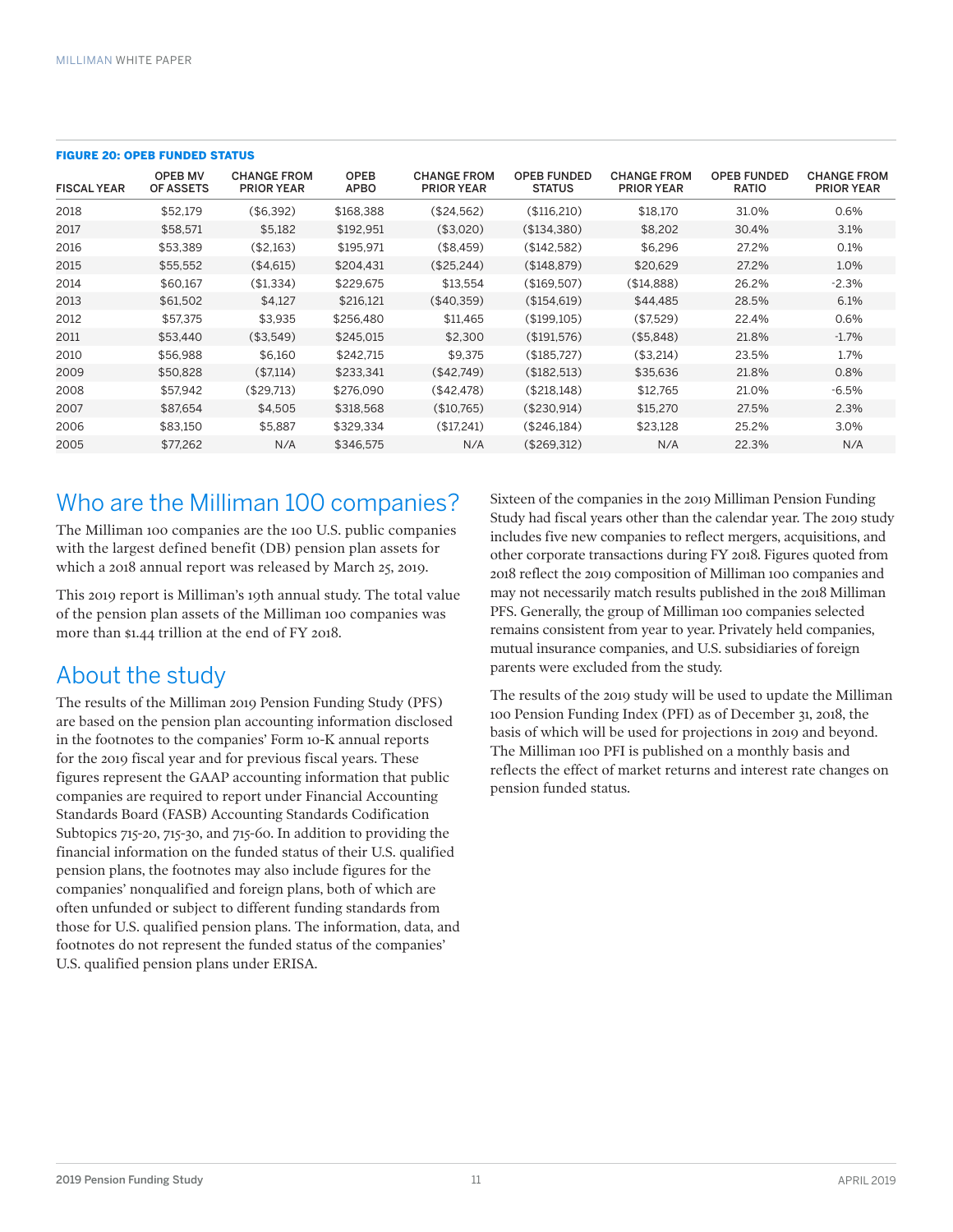**FIGURE 20: OPEB FUNDED STATUS**

| FISCAL YEAR | OPEB MV OF ASSETS | CHANGE FROM PRIOR YEAR | OPEB APBO | CHANGE FROM PRIOR YEAR | OPEB FUNDED STATUS | CHANGE FROM PRIOR YEAR | OPEB FUNDED RATIO | CHANGE FROM PRIOR YEAR |
|---|---|---|---|---|---|---|---|---|
| 2018 | $52,179 | ($6,392) | $168,388 | ($24,562) | ($116,210) | $18,170 | 31.0% | 0.6% |
| 2017 | $58,571 | $5,182 | $192,951 | ($3,020) | ($134,380) | $8,202 | 30.4% | 3.1% |
| 2016 | $53,389 | ($2,163) | $195,971 | ($8,459) | ($142,582) | $6,296 | 27.2% | 0.1% |
| 2015 | $55,552 | ($4,615) | $204,431 | ($25,244) | ($148,879) | $20,629 | 27.2% | 1.0% |
| 2014 | $60,167 | ($1,334) | $229,675 | $13,554 | ($169,507) | ($14,888) | 26.2% | -2.3% |
| 2013 | $61,502 | $4,127 | $216,121 | ($40,359) | ($154,619) | $44,485 | 28.5% | 6.1% |
| 2012 | $57,375 | $3,935 | $256,480 | $11,465 | ($199,105) | ($7,529) | 22.4% | 0.6% |
| 2011 | $53,440 | ($3,549) | $245,015 | $2,300 | ($191,576) | ($5,848) | 21.8% | -1.7% |
| 2010 | $56,988 | $6,160 | $242,715 | $9,375 | ($185,727) | ($3,214) | 23.5% | 1.7% |
| 2009 | $50,828 | ($7,114) | $233,341 | ($42,749) | ($182,513) | $35,636 | 21.8% | 0.8% |
| 2008 | $57,942 | ($29,713) | $276,090 | ($42,478) | ($218,148) | $12,765 | 21.0% | -6.5% |
| 2007 | $87,654 | $4,505 | $318,568 | ($10,765) | ($230,914) | $15,270 | 27.5% | 2.3% |
| 2006 | $83,150 | $5,887 | $329,334 | ($17,241) | ($246,184) | $23,128 | 25.2% | 3.0% |
| 2005 | $77,262 | N/A | $346,575 | N/A | ($269,312) | N/A | 22.3% | N/A |

## Who are the Milliman 100 companies?

The Milliman 100 companies are the 100 U.S. public companies with the largest defined benefit (DB) pension plan assets for which a 2018 annual report was released by March 25, 2019.

This 2019 report is Milliman's 19th annual study. The total value of the pension plan assets of the Milliman 100 companies was more than $1.44 trillion at the end of FY 2018.

## About the study

The results of the Milliman 2019 Pension Funding Study (PFS) are based on the pension plan accounting information disclosed in the footnotes to the companies' Form 10-K annual reports for the 2019 fiscal year and for previous fiscal years. These figures represent the GAAP accounting information that public companies are required to report under Financial Accounting Standards Board (FASB) Accounting Standards Codification Subtopics 715-20, 715-30, and 715-60. In addition to providing the financial information on the funded status of their U.S. qualified pension plans, the footnotes may also include figures for the companies' nonqualified and foreign plans, both of which are often unfunded or subject to different funding standards from those for U.S. qualified pension plans. The information, data, and footnotes do not represent the funded status of the companies' U.S. qualified pension plans under ERISA.

Sixteen of the companies in the 2019 Milliman Pension Funding Study had fiscal years other than the calendar year. The 2019 study includes five new companies to reflect mergers, acquisitions, and other corporate transactions during FY 2018. Figures quoted from 2018 reflect the 2019 composition of Milliman 100 companies and may not necessarily match results published in the 2018 Milliman PFS. Generally, the group of Milliman 100 companies selected remains consistent from year to year. Privately held companies, mutual insurance companies, and U.S. subsidiaries of foreign parents were excluded from the study.

The results of the 2019 study will be used to update the Milliman 100 Pension Funding Index (PFI) as of December 31, 2018, the basis of which will be used for projections in 2019 and beyond. The Milliman 100 PFI is published on a monthly basis and reflects the effect of market returns and interest rate changes on pension funded status.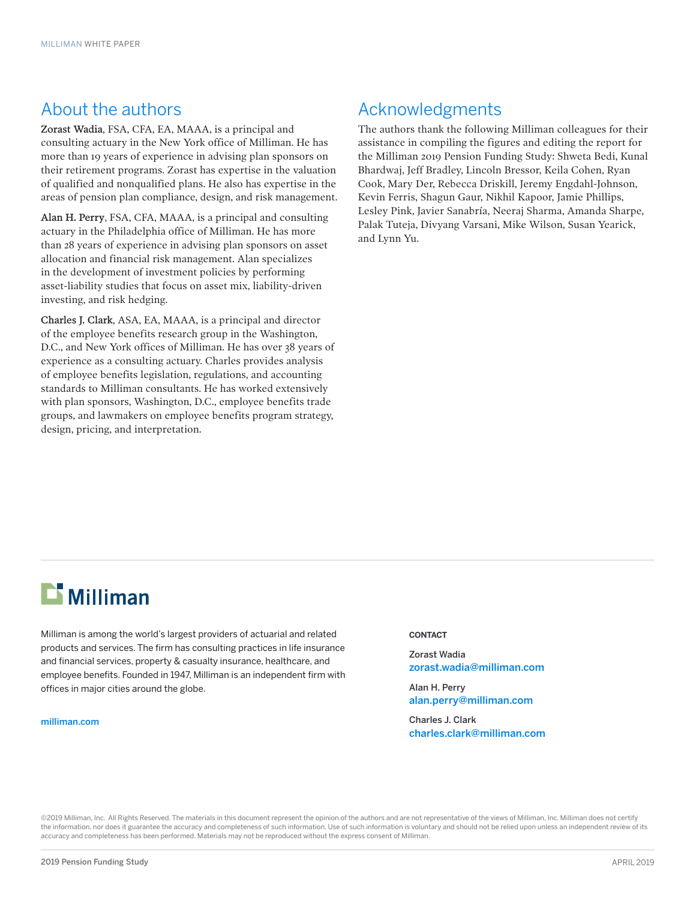## About the authors

**Zorast Wadia**, FSA, CFA, EA, MAAA, is a principal and consulting actuary in the New York office of Milliman. He has more than 19 years of experience in advising plan sponsors on their retirement programs. Zorast has expertise in the valuation of qualified and nonqualified plans. He also has expertise in the areas of pension plan compliance, design, and risk management.

**Alan H. Perry**, FSA, CFA, MAAA, is a principal and consulting actuary in the Philadelphia office of Milliman. He has more than 28 years of experience in advising plan sponsors on asset allocation and financial risk management. Alan specializes in the development of investment policies by performing asset-liability studies that focus on asset mix, liability-driven investing, and risk hedging.

**Charles J. Clark**, ASA, EA, MAAA, is a principal and director of the employee benefits research group in the Washington, D.C., and New York offices of Milliman. He has over 38 years of experience as a consulting actuary. Charles provides analysis of employee benefits legislation, regulations, and accounting standards to Milliman consultants. He has worked extensively with plan sponsors, Washington, D.C., employee benefits trade groups, and lawmakers on employee benefits program strategy, design, pricing, and interpretation.

## Acknowledgments

The authors thank the following Milliman colleagues for their assistance in compiling the figures and editing the report for the Milliman 2019 Pension Funding Study: Shweta Bedi, Kunal Bhardwaj, Jeff Bradley, Lincoln Bressor, Keila Cohen, Ryan Cook, Mary Der, Rebecca Driskill, Jeremy Engdahl-Johnson, Kevin Ferris, Shagun Gaur, Nikhil Kapoor, Jamie Phillips, Lesley Pink, Javier Sanabría, Neeraj Sharma, Amanda Sharpe, Palak Tuteja, Divyang Varsani, Mike Wilson, Susan Yearick, and Lynn Yu.

---

**Milliman**

Milliman is among the world's largest providers of actuarial and related products and services. The firm has consulting practices in life insurance and financial services, property & casualty insurance, healthcare, and employee benefits. Founded in 1947, Milliman is an independent firm with offices in major cities around the globe.

milliman.com

**CONTACT**

Zorast Wadia
zorast.wadia@milliman.com

Alan H. Perry
alan.perry@milliman.com

Charles J. Clark
charles.clark@milliman.com

©2019 Milliman, Inc. All Rights Reserved. The materials in this document represent the opinion of the authors and are not representative of the views of Milliman, Inc. Milliman does not certify the information, nor does it guarantee the accuracy and completeness of such information. Use of such information is voluntary and should not be relied upon unless an independent review of its accuracy and completeness has been performed. Materials may not be reproduced without the express consent of Milliman.